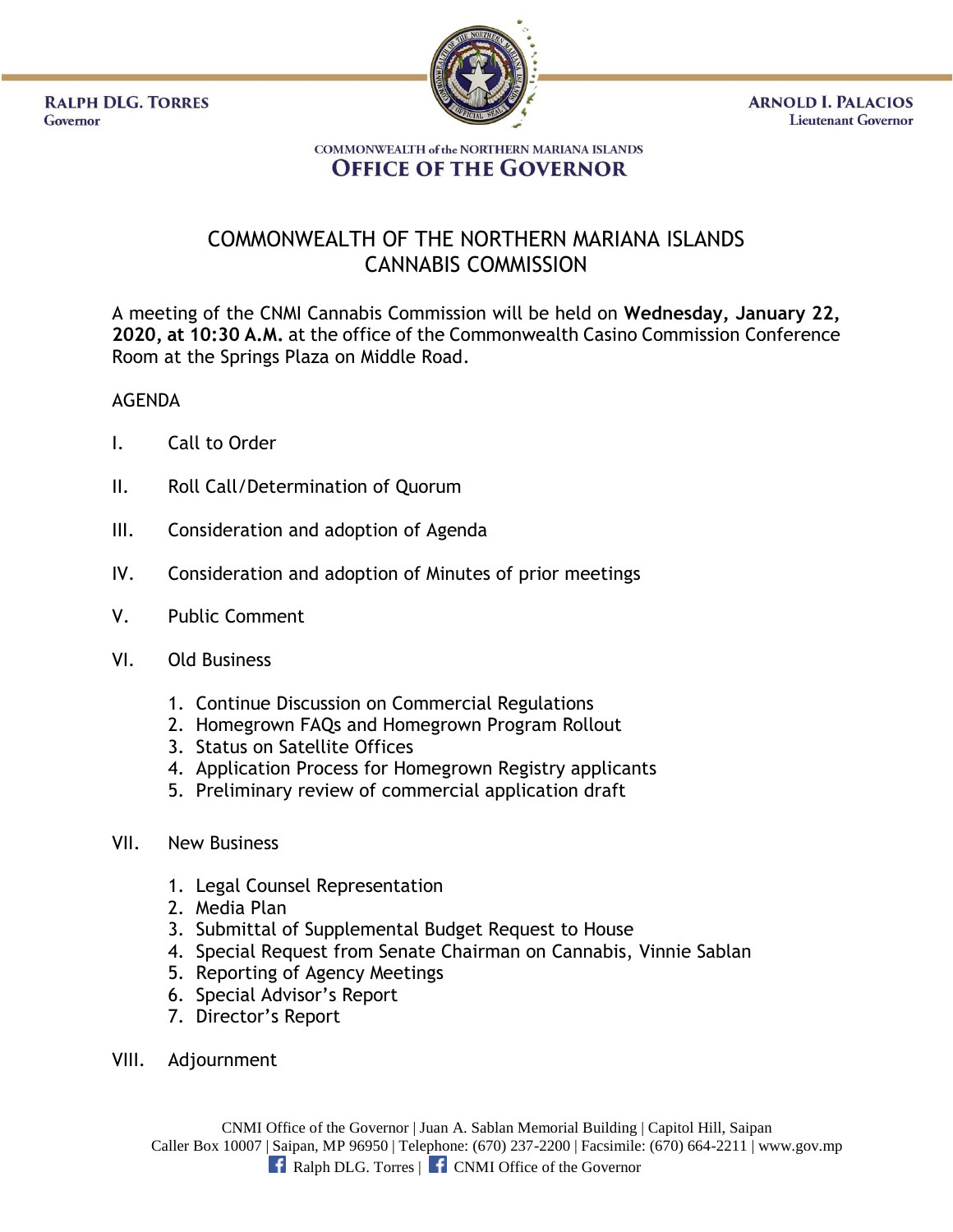RALPH DLG. TORRES
Governor

ARNOLD I. PALACIOS
Lieutenant Governor

COMMONWEALTH of the NORTHERN MARIANA ISLANDS
**OFFICE OF THE GOVERNOR**

# COMMONWEALTH OF THE NORTHERN MARIANA ISLANDS
# CANNABIS COMMISSION

A meeting of the CNMI Cannabis Commission will be held on **Wednesday, January 22, 2020, at 10:30 A.M.** at the office of the Commonwealth Casino Commission Conference Room at the Springs Plaza on Middle Road.

AGENDA

I. Call to Order

II. Roll Call/Determination of Quorum

III. Consideration and adoption of Agenda

IV. Consideration and adoption of Minutes of prior meetings

V. Public Comment

VI. Old Business

1. Continue Discussion on Commercial Regulations
2. Homegrown FAQs and Homegrown Program Rollout
3. Status on Satellite Offices
4. Application Process for Homegrown Registry applicants
5. Preliminary review of commercial application draft

VII. New Business

1. Legal Counsel Representation
2. Media Plan
3. Submittal of Supplemental Budget Request to House
4. Special Request from Senate Chairman on Cannabis, Vinnie Sablan
5. Reporting of Agency Meetings
6. Special Advisor's Report
7. Director's Report

VIII. Adjournment

CNMI Office of the Governor | Juan A. Sablan Memorial Building | Capitol Hill, Saipan
Caller Box 10007 | Saipan, MP 96950 | Telephone: (670) 237-2200 | Facsimile: (670) 664-2211 | www.gov.mp
Ralph DLG. Torres | CNMI Office of the Governor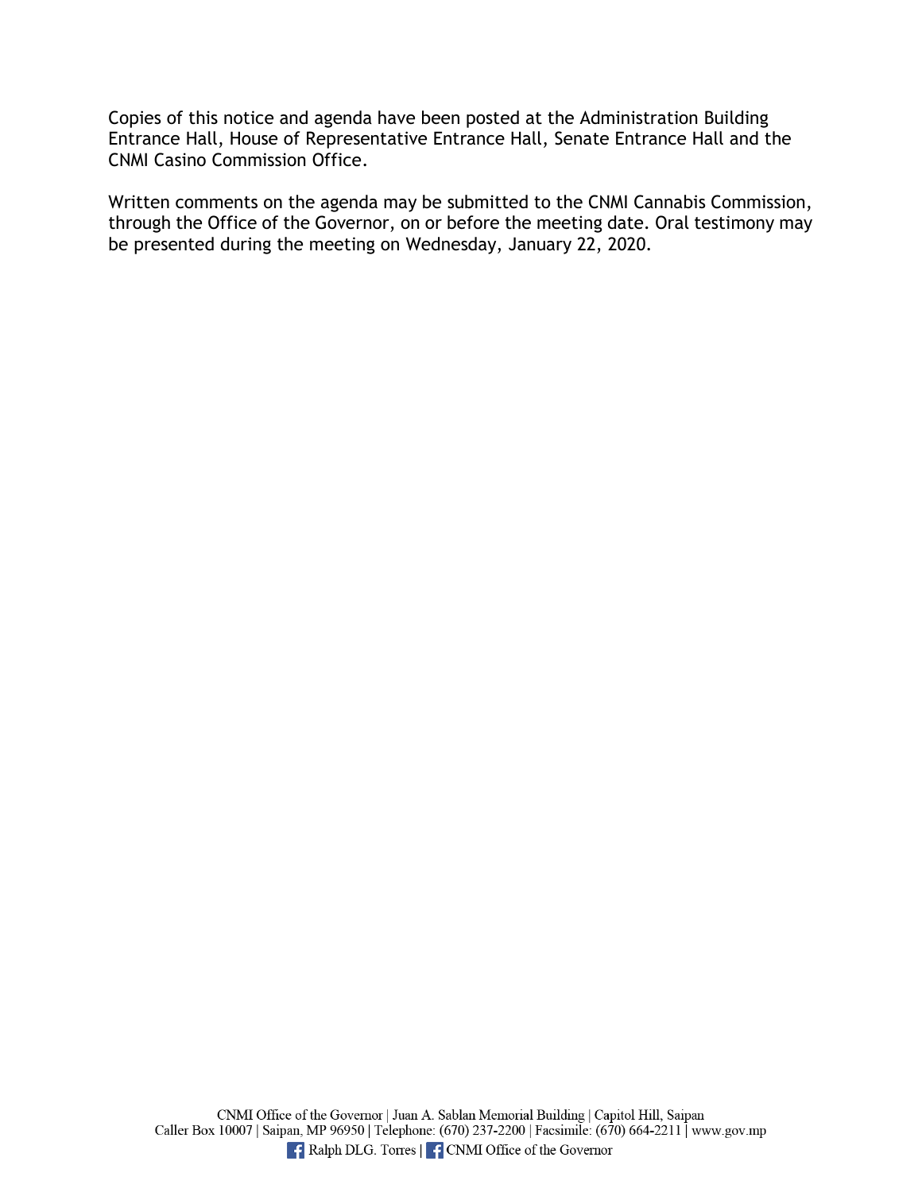Copies of this notice and agenda have been posted at the Administration Building Entrance Hall, House of Representative Entrance Hall, Senate Entrance Hall and the CNMI Casino Commission Office.

Written comments on the agenda may be submitted to the CNMI Cannabis Commission, through the Office of the Governor, on or before the meeting date. Oral testimony may be presented during the meeting on Wednesday, January 22, 2020.